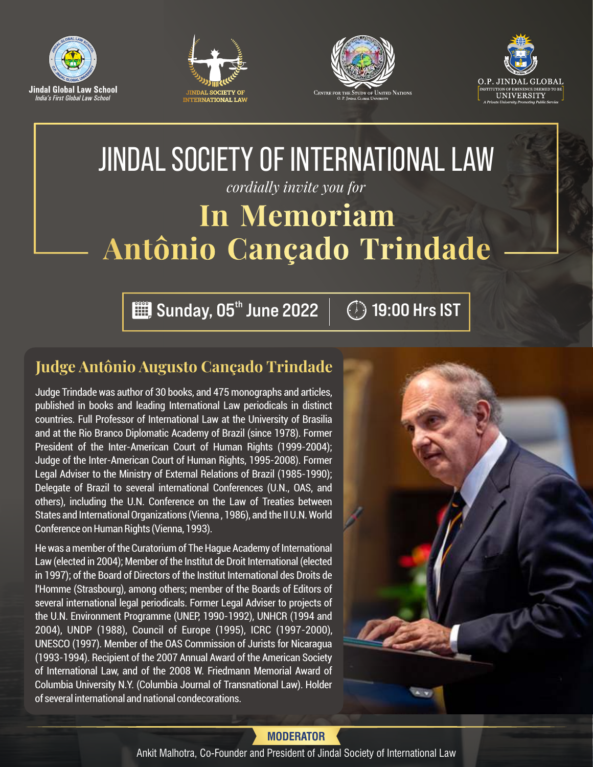Jindal Global Law School
*India's First Global Law School*

JINDAL SOCIETY OF INTERNATIONAL LAW

CENTRE FOR THE STUDY OF UNITED NATIONS
O. P. JINDAL GLOBAL UNIVERSITY

O.P. JINDAL GLOBAL UNIVERSITY
INSTITUTION OF EMINENCE DEEMED TO BE UNIVERSITY
*A Private University Promoting Public Service*

# JINDAL SOCIETY OF INTERNATIONAL LAW

*cordially invite you for*

# In Memoriam Antônio Cançado Trindade

**Sunday, 05th June 2022** | **19:00 Hrs IST**

## Judge Antônio Augusto Cançado Trindade

Judge Trindade was author of 30 books, and 475 monographs and articles, published in books and leading International Law periodicals in distinct countries. Full Professor of International Law at the University of Brasilia and at the Rio Branco Diplomatic Academy of Brazil (since 1978). Former President of the Inter-American Court of Human Rights (1999-2004); Judge of the Inter-American Court of Human Rights, 1995-2008). Former Legal Adviser to the Ministry of External Relations of Brazil (1985-1990); Delegate of Brazil to several international Conferences (U.N., OAS, and others), including the U.N. Conference on the Law of Treaties between States and International Organizations (Vienna , 1986), and the II U.N. World Conference on Human Rights (Vienna, 1993).

He was a member of the Curatorium of The Hague Academy of International Law (elected in 2004); Member of the Institut de Droit International (elected in 1997); of the Board of Directors of the Institut International des Droits de l'Homme (Strasbourg), among others; member of the Boards of Editors of several international legal periodicals. Former Legal Adviser to projects of the U.N. Environment Programme (UNEP, 1990-1992), UNHCR (1994 and 2004), UNDP (1988), Council of Europe (1995), ICRC (1997-2000), UNESCO (1997). Member of the OAS Commission of Jurists for Nicaragua (1993-1994). Recipient of the 2007 Annual Award of the American Society of International Law, and of the 2008 W. Friedmann Memorial Award of Columbia University N.Y. (Columbia Journal of Transnational Law). Holder of several international and national condecorations.

**MODERATOR**

Ankit Malhotra, Co-Founder and President of Jindal Society of International Law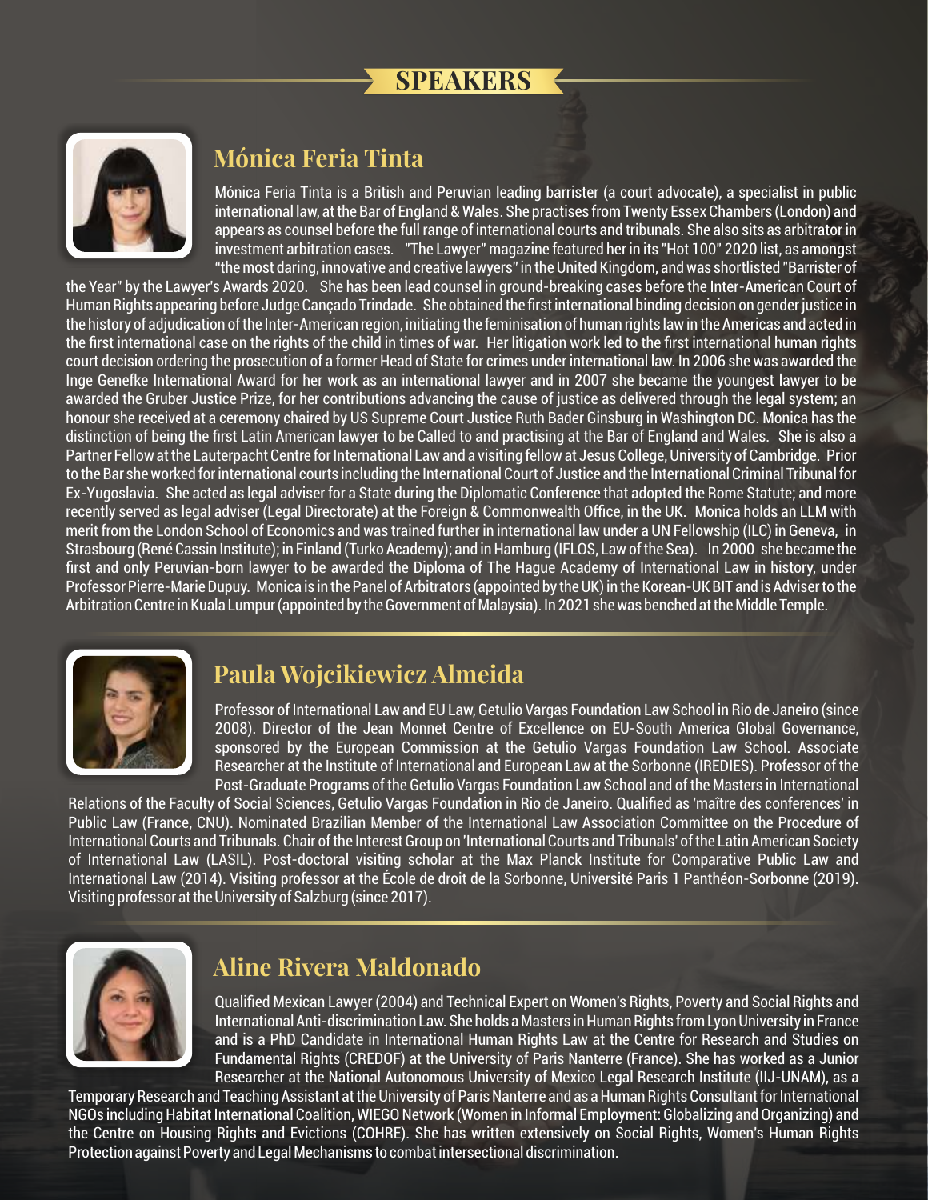# SPEAKERS

## Mónica Feria Tinta

Mónica Feria Tinta is a British and Peruvian leading barrister (a court advocate), a specialist in public international law, at the Bar of England & Wales. She practises from Twenty Essex Chambers (London) and appears as counsel before the full range of international courts and tribunals. She also sits as arbitrator in investment arbitration cases. "The Lawyer" magazine featured her in its "Hot 100" 2020 list, as amongst "the most daring, innovative and creative lawyers" in the United Kingdom, and was shortlisted "Barrister of the Year" by the Lawyer's Awards 2020. She has been lead counsel in ground-breaking cases before the Inter-American Court of Human Rights appearing before Judge Cançado Trindade. She obtained the first international binding decision on gender justice in the history of adjudication of the Inter-American region, initiating the feminisation of human rights law in the Americas and acted in the first international case on the rights of the child in times of war. Her litigation work led to the first international human rights court decision ordering the prosecution of a former Head of State for crimes under international law. In 2006 she was awarded the Inge Genefke International Award for her work as an international lawyer and in 2007 she became the youngest lawyer to be awarded the Gruber Justice Prize, for her contributions advancing the cause of justice as delivered through the legal system; an honour she received at a ceremony chaired by US Supreme Court Justice Ruth Bader Ginsburg in Washington DC. Monica has the distinction of being the first Latin American lawyer to be Called to and practising at the Bar of England and Wales. She is also a Partner Fellow at the Lauterpacht Centre for International Law and a visiting fellow at Jesus College, University of Cambridge. Prior to the Bar she worked for international courts including the International Court of Justice and the International Criminal Tribunal for Ex-Yugoslavia. She acted as legal adviser for a State during the Diplomatic Conference that adopted the Rome Statute; and more recently served as legal adviser (Legal Directorate) at the Foreign & Commonwealth Office, in the UK. Monica holds an LLM with merit from the London School of Economics and was trained further in international law under a UN Fellowship (ILC) in Geneva, in Strasbourg (René Cassin Institute); in Finland (Turko Academy); and in Hamburg (IFLOS, Law of the Sea). In 2000 she became the first and only Peruvian-born lawyer to be awarded the Diploma of The Hague Academy of International Law in history, under Professor Pierre-Marie Dupuy. Monica is in the Panel of Arbitrators (appointed by the UK) in the Korean-UK BIT and is Adviser to the Arbitration Centre in Kuala Lumpur (appointed by the Government of Malaysia). In 2021 she was benched at the Middle Temple.

## Paula Wojcikiewicz Almeida

Professor of International Law and EU Law, Getulio Vargas Foundation Law School in Rio de Janeiro (since 2008). Director of the Jean Monnet Centre of Excellence on EU-South America Global Governance, sponsored by the European Commission at the Getulio Vargas Foundation Law School. Associate Researcher at the Institute of International and European Law at the Sorbonne (IREDIES). Professor of the Post-Graduate Programs of the Getulio Vargas Foundation Law School and of the Masters in International Relations of the Faculty of Social Sciences, Getulio Vargas Foundation in Rio de Janeiro. Qualified as 'maître des conferences' in Public Law (France, CNU). Nominated Brazilian Member of the International Law Association Committee on the Procedure of International Courts and Tribunals. Chair of the Interest Group on 'International Courts and Tribunals' of the Latin American Society of International Law (LASIL). Post-doctoral visiting scholar at the Max Planck Institute for Comparative Public Law and International Law (2014). Visiting professor at the École de droit de la Sorbonne, Université Paris 1 Panthéon-Sorbonne (2019). Visiting professor at the University of Salzburg (since 2017).

## Aline Rivera Maldonado

Qualified Mexican Lawyer (2004) and Technical Expert on Women's Rights, Poverty and Social Rights and International Anti-discrimination Law. She holds a Masters in Human Rights from Lyon University in France and is a PhD Candidate in International Human Rights Law at the Centre for Research and Studies on Fundamental Rights (CREDOF) at the University of Paris Nanterre (France). She has worked as a Junior Researcher at the National Autonomous University of Mexico Legal Research Institute (IIJ-UNAM), as a Temporary Research and Teaching Assistant at the University of Paris Nanterre and as a Human Rights Consultant for International NGOs including Habitat International Coalition, WIEGO Network (Women in Informal Employment: Globalizing and Organizing) and the Centre on Housing Rights and Evictions (COHRE). She has written extensively on Social Rights, Women's Human Rights Protection against Poverty and Legal Mechanisms to combat intersectional discrimination.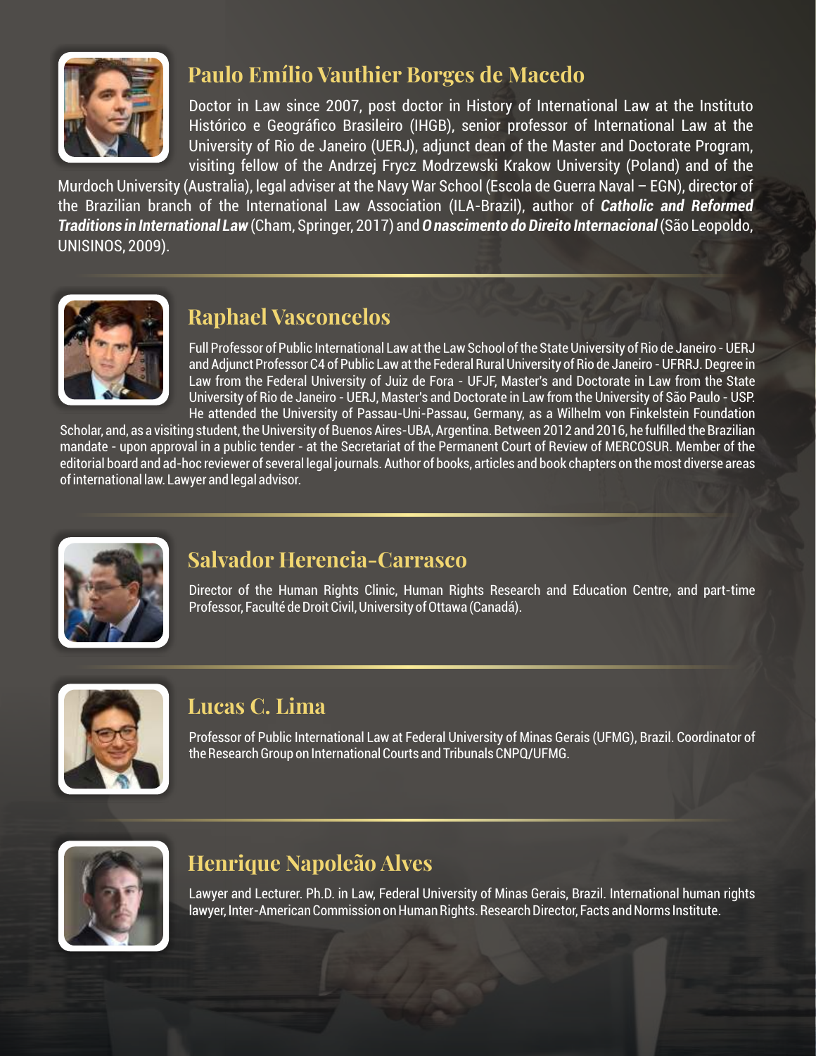## Paulo Emílio Vauthier Borges de Macedo

Doctor in Law since 2007, post doctor in History of International Law at the Instituto Histórico e Geográfico Brasileiro (IHGB), senior professor of International Law at the University of Rio de Janeiro (UERJ), adjunct dean of the Master and Doctorate Program, visiting fellow of the Andrzej Frycz Modrzewski Krakow University (Poland) and of the Murdoch University (Australia), legal adviser at the Navy War School (Escola de Guerra Naval – EGN), director of the Brazilian branch of the International Law Association (ILA-Brazil), author of ***Catholic and Reformed Traditions in International Law*** (Cham, Springer, 2017) and ***O nascimento do Direito Internacional*** (São Leopoldo, UNISINOS, 2009).

## Raphael Vasconcelos

Full Professor of Public International Law at the Law School of the State University of Rio de Janeiro - UERJ and Adjunct Professor C4 of Public Law at the Federal Rural University of Rio de Janeiro - UFRRJ. Degree in Law from the Federal University of Juiz de Fora - UFJF, Master's and Doctorate in Law from the State University of Rio de Janeiro - UERJ, Master's and Doctorate in Law from the University of São Paulo - USP. He attended the University of Passau-Uni-Passau, Germany, as a Wilhelm von Finkelstein Foundation Scholar, and, as a visiting student, the University of Buenos Aires-UBA, Argentina. Between 2012 and 2016, he fulfilled the Brazilian mandate - upon approval in a public tender - at the Secretariat of the Permanent Court of Review of MERCOSUR. Member of the editorial board and ad-hoc reviewer of several legal journals. Author of books, articles and book chapters on the most diverse areas of international law. Lawyer and legal advisor.

## Salvador Herencia-Carrasco

Director of the Human Rights Clinic, Human Rights Research and Education Centre, and part-time Professor, Faculté de Droit Civil, University of Ottawa (Canadá).

## Lucas C. Lima

Professor of Public International Law at Federal University of Minas Gerais (UFMG), Brazil. Coordinator of the Research Group on International Courts and Tribunals CNPQ/UFMG.

## Henrique Napoleão Alves

Lawyer and Lecturer. Ph.D. in Law, Federal University of Minas Gerais, Brazil. International human rights lawyer, Inter-American Commission on Human Rights. Research Director, Facts and Norms Institute.